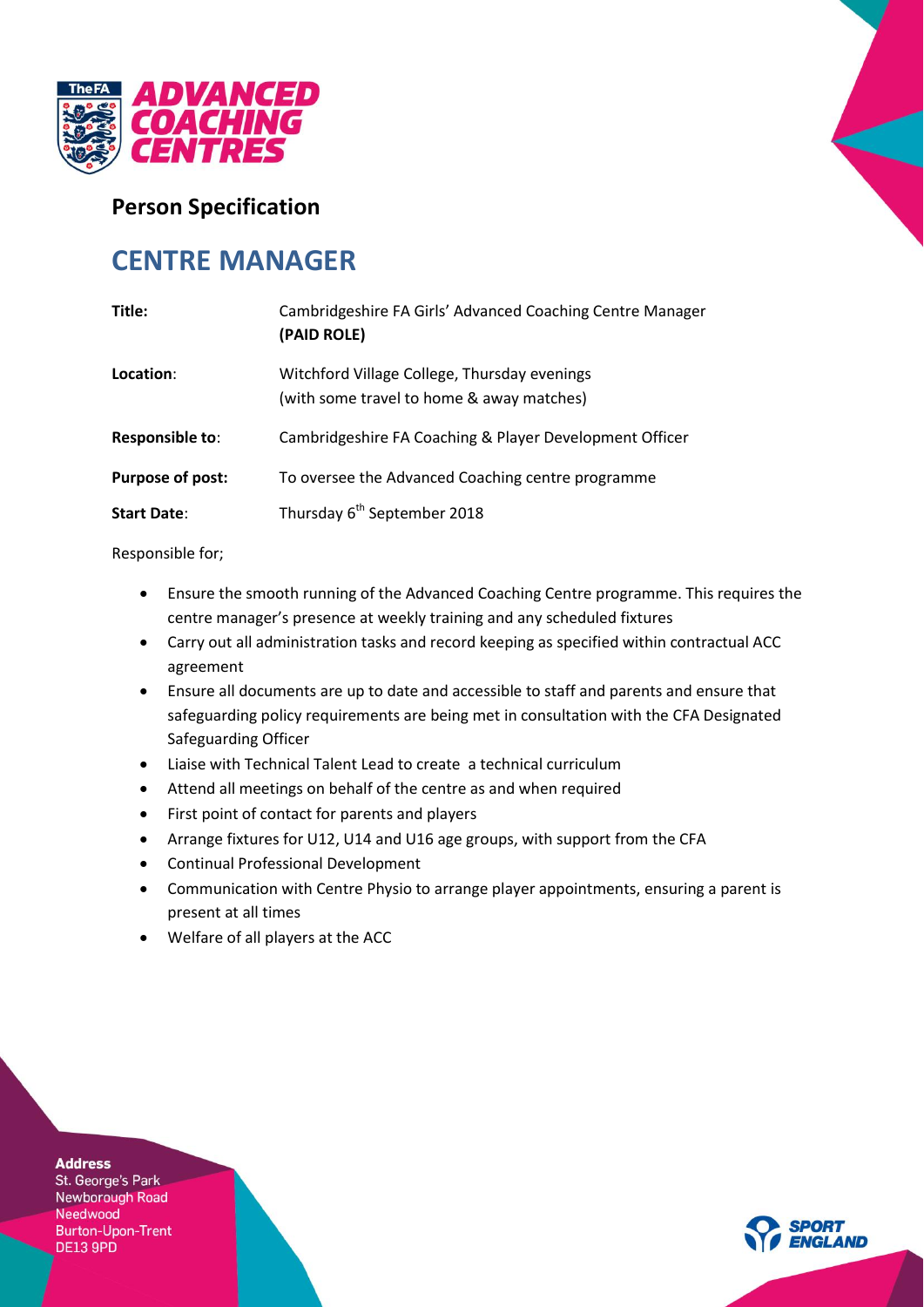# Person Specification

## CENTRE MANAGER

| | |
|---|---|
| **Title:** | Cambridgeshire FA Girls' Advanced Coaching Centre Manager **(PAID ROLE)** |
| **Location**: | Witchford Village College, Thursday evenings (with some travel to home & away matches) |
| **Responsible to**: | Cambridgeshire FA Coaching & Player Development Officer |
| **Purpose of post:** | To oversee the Advanced Coaching centre programme |
| **Start Date**: | Thursday 6th September 2018 |

Responsible for;

- Ensure the smooth running of the Advanced Coaching Centre programme. This requires the centre manager's presence at weekly training and any scheduled fixtures
- Carry out all administration tasks and record keeping as specified within contractual ACC agreement
- Ensure all documents are up to date and accessible to staff and parents and ensure that safeguarding policy requirements are being met in consultation with the CFA Designated Safeguarding Officer
- Liaise with Technical Talent Lead to create a technical curriculum
- Attend all meetings on behalf of the centre as and when required
- First point of contact for parents and players
- Arrange fixtures for U12, U14 and U16 age groups, with support from the CFA
- Continual Professional Development
- Communication with Centre Physio to arrange player appointments, ensuring a parent is present at all times
- Welfare of all players at the ACC

**Address**
St. George's Park
Newborough Road
Needwood
Burton-Upon-Trent
DE13 9PD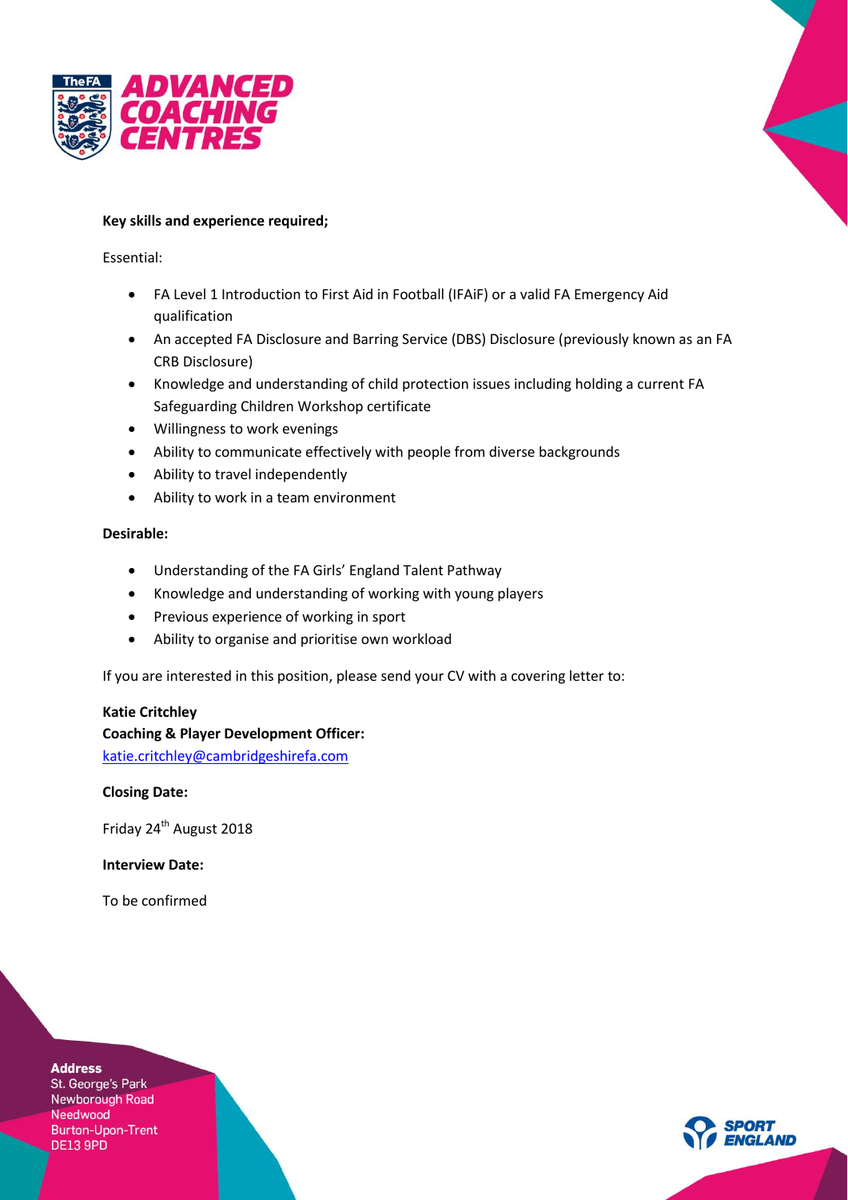**Key skills and experience required;**

Essential:

- FA Level 1 Introduction to First Aid in Football (IFAiF) or a valid FA Emergency Aid qualification
- An accepted FA Disclosure and Barring Service (DBS) Disclosure (previously known as an FA CRB Disclosure)
- Knowledge and understanding of child protection issues including holding a current FA Safeguarding Children Workshop certificate
- Willingness to work evenings
- Ability to communicate effectively with people from diverse backgrounds
- Ability to travel independently
- Ability to work in a team environment

**Desirable:**

- Understanding of the FA Girls' England Talent Pathway
- Knowledge and understanding of working with young players
- Previous experience of working in sport
- Ability to organise and prioritise own workload

If you are interested in this position, please send your CV with a covering letter to:

**Katie Critchley**
**Coaching & Player Development Officer:**
katie.critchley@cambridgeshirefa.com

**Closing Date:**

Friday 24th August 2018

**Interview Date:**

To be confirmed

**Address**
St. George's Park
Newborough Road
Needwood
Burton-Upon-Trent
DE13 9PD